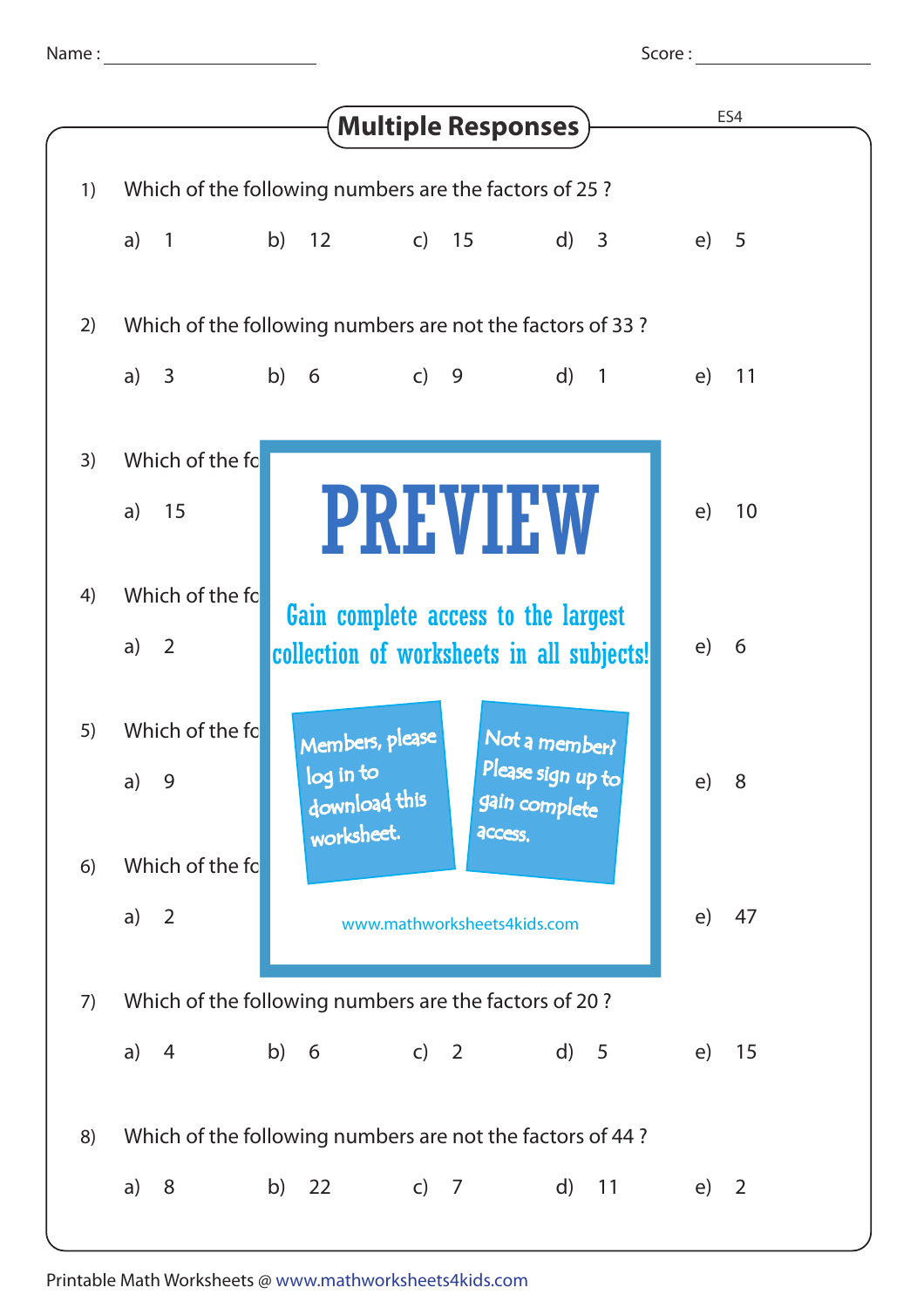Name : ______________________ Score : ______________________

# Multiple Responses

ES4

1) Which of the following numbers are the factors of 25 ?

a) 1 b) 12 c) 15 d) 3 e) 5

2) Which of the following numbers are not the factors of 33 ?

a) 3 b) 6 c) 9 d) 1 e) 11

3) Which of the fo

a) 15 e) 10

4) Which of the fo

a) 2 e) 6

5) Which of the fo

a) 9 e) 8

6) Which of the fo

a) 2 e) 47

PREVIEW

Gain complete access to the largest collection of worksheets in all subjects!

Members, please log in to download this worksheet.

Not a member? Please sign up to gain complete access.

www.mathworksheets4kids.com

7) Which of the following numbers are the factors of 20 ?

a) 4 b) 6 c) 2 d) 5 e) 15

8) Which of the following numbers are not the factors of 44 ?

a) 8 b) 22 c) 7 d) 11 e) 2

Printable Math Worksheets @ www.mathworksheets4kids.com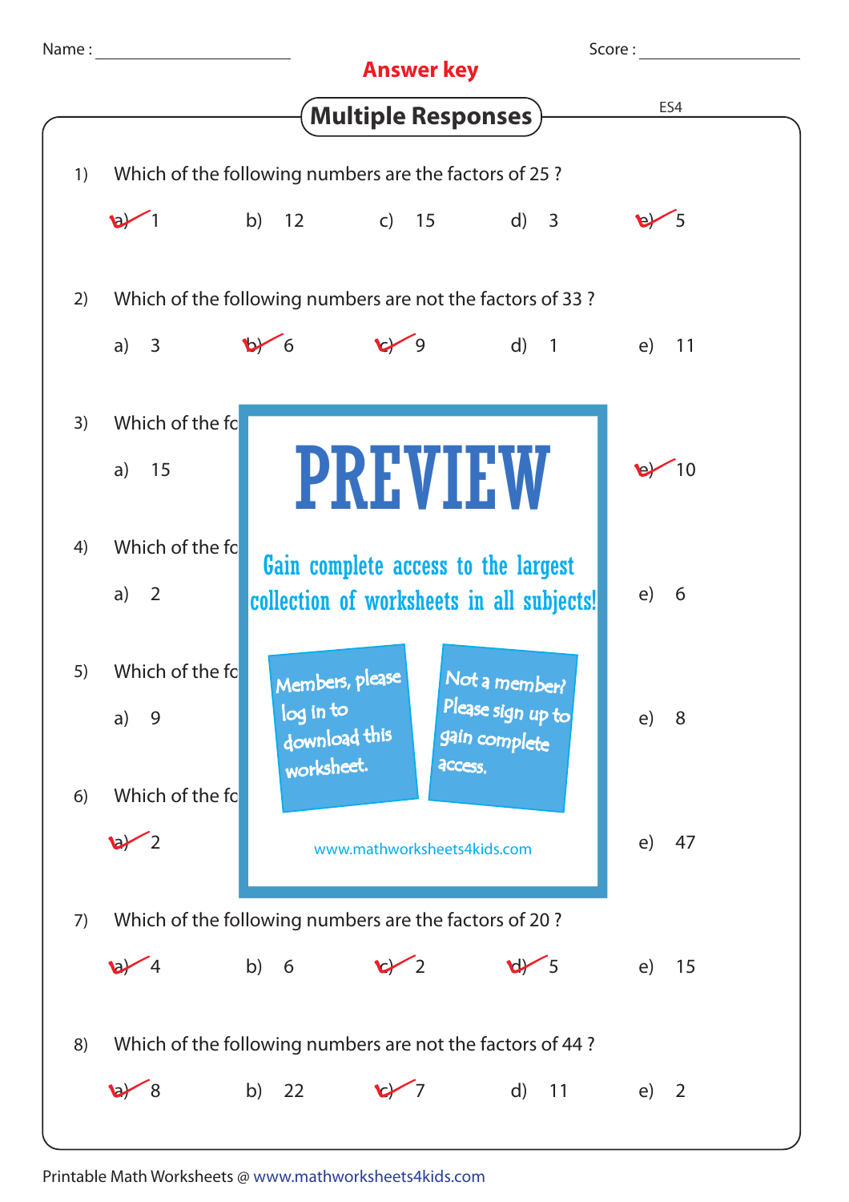Name : Score :

**Answer key**

## Multiple Responses

ES4

1) Which of the following numbers are the factors of 25 ?

a) 1 ✓  b) 12  c) 15  d) 3  e) 5 ✓

2) Which of the following numbers are not the factors of 33 ?

a) 3  b) 6 ✓  c) 9 ✓  d) 1  e) 11

3) Which of the fo

a) 15  e) 10 ✓

4) Which of the fo

a) 2  e) 6

5) Which of the fo

a) 9  e) 8

6) Which of the fo

a) 2 ✓  e) 47

PREVIEW

Gain complete access to the largest collection of worksheets in all subjects!

Members, please log in to download this worksheet.

Not a member? Please sign up to gain complete access.

www.mathworksheets4kids.com

7) Which of the following numbers are the factors of 20 ?

a) 4 ✓  b) 6  c) 2 ✓  d) 5 ✓  e) 15

8) Which of the following numbers are not the factors of 44 ?

a) 8 ✓  b) 22  c) 7 ✓  d) 11  e) 2

Printable Math Worksheets @ www.mathworksheets4kids.com